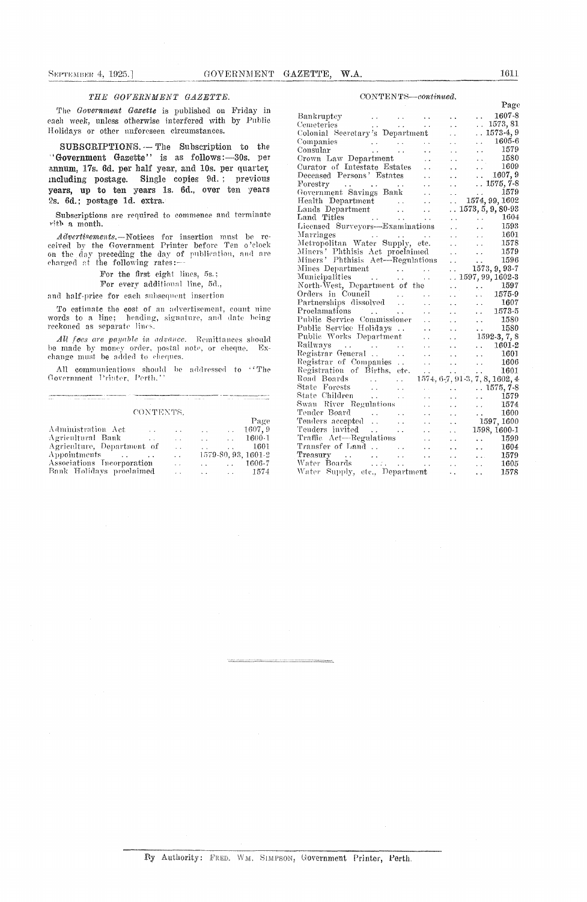## THE GOVERNMENT GAZETTE.

The *Government Gazette* is published on Friday in each week, unless otherwise interfered with by Public Holidays or other unforeseen circumstances.

**SUBSCRIPTIONS.**—The Subscription to the "Government Gazette" is as follows:—30s. per annum, 17s. 6d. per half year, and 10s. per quarter, including postage. Single copies 9d.; previous years, up to ten years 1s. 6d., over ten years 2s. 6d.; postage 1d. extra.

Subscriptions are required to commence and terminate with a month.

*Advertisements.*—Notices for insertion must be received by the Government Printer before Ten o'clock on the day preceding the day of publication, and are charged at the following rates:—

For the first eight lines, 5s.;
For every additional line, 5d.,

and half-price for each subsequent insertion.

To estimate the cost of an advertisement, count nine words to a line; heading, signature, and date being reckoned as separate lines.

*All fees are payable in advance.* Remittances should be made by money order, postal note, or cheque. Exchange must be added to cheques.

All communications should be addressed to "The Government Printer, Perth."

## CONTENTS.

| | Page |
|---|---|
| Administration Act | 1607, 9 |
| Agricultural Bank | 1600-1 |
| Agriculture, Department of | 1601 |
| Appointments | 1579-80, 93, 1601-2 |
| Associations Incorporation | 1606-7 |
| Bank Holidays proclaimed | 1574 |
| Bankruptcy | 1607-8 |
| Cemeteries | 1573, 81 |
| Colonial Secretary's Department | 1573-4, 9 |
| Companies | 1605-6 |
| Consular | 1579 |
| Crown Law Department | 1580 |
| Curator of Intestate Estates | 1609 |
| Deceased Persons' Estates | 1607, 9 |
| Forestry | 1575, 7-8 |
| Government Savings Bank | 1579 |
| Health Department | 1574, 99, 1602 |
| Lands Department | 1573, 5, 9, 80-93 |
| Land Titles | 1604 |
| Licensed Surveyors—Examinations | 1593 |
| Marriages | 1601 |
| Metropolitan Water Supply, etc. | 1578 |
| Miners' Phthisis Act proclaimed | 1579 |
| Miners' Phthisis Act—Regulations | 1596 |
| Mines Department | 1573, 9, 93-7 |
| Municipalities | 1597, 99, 1602-3 |
| North-West, Department of the | 1597 |
| Orders in Council | 1575-9 |
| Partnerships dissolved | 1607 |
| Proclamations | 1573-5 |
| Public Service Commissioner | 1580 |
| Public Service Holidays | 1580 |
| Public Works Department | 1592-3, 7, 8 |
| Railways | 1601-2 |
| Registrar General | 1601 |
| Registrar of Companies | 1606 |
| Registration of Births, etc. | 1601 |
| Road Boards | 1574, 6-7, 91-3, 7, 8, 1602, 4 |
| State Forests | 1575, 7-8 |
| State Children | 1579 |
| Swan River Regulations | 1574 |
| Tender Board | 1600 |
| Tenders accepted | 1597, 1600 |
| Tenders invited | 1598, 1600-1 |
| Traffic Act—Regulations | 1599 |
| Transfer of Land | 1604 |
| Treasury | 1579 |
| Water Boards | 1605 |
| Water Supply, etc., Department | 1578 |

By Authority: FRED. WM. SIMPSON, Government Printer, Perth.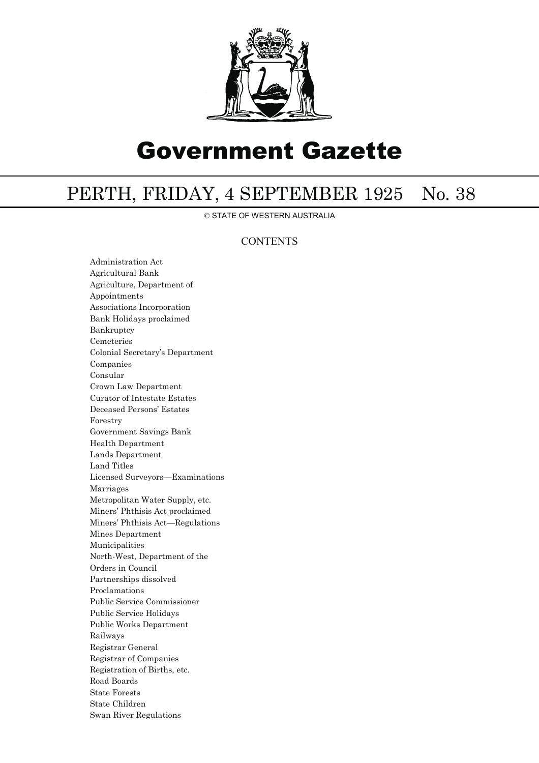# Government Gazette

## PERTH, FRIDAY, 4 SEPTEMBER 1925 No. 38

© STATE OF WESTERN AUSTRALIA

### CONTENTS

- Administration Act
- Agricultural Bank
- Agriculture, Department of
- Appointments
- Associations Incorporation
- Bank Holidays proclaimed
- Bankruptcy
- Cemeteries
- Colonial Secretary's Department
- Companies
- Consular
- Crown Law Department
- Curator of Intestate Estates
- Deceased Persons' Estates
- Forestry
- Government Savings Bank
- Health Department
- Lands Department
- Land Titles
- Licensed Surveyors—Examinations
- Marriages
- Metropolitan Water Supply, etc.
- Miners' Phthisis Act proclaimed
- Miners' Phthisis Act—Regulations
- Mines Department
- Municipalities
- North-West, Department of the
- Orders in Council
- Partnerships dissolved
- Proclamations
- Public Service Commissioner
- Public Service Holidays
- Public Works Department
- Railways
- Registrar General
- Registrar of Companies
- Registration of Births, etc.
- Road Boards
- State Forests
- State Children
- Swan River Regulations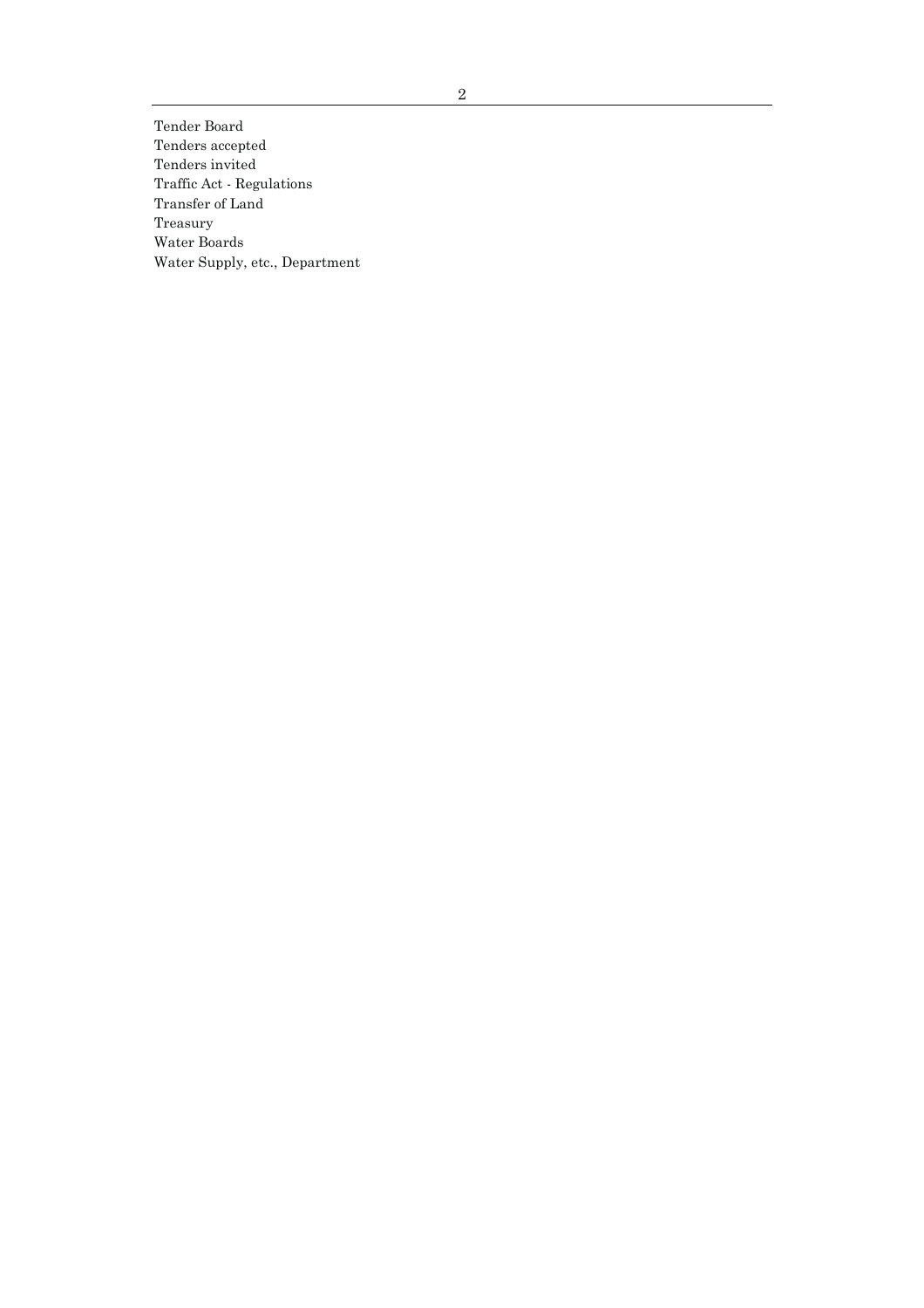Tender Board
Tenders accepted
Tenders invited
Traffic Act - Regulations
Transfer of Land
Treasury
Water Boards
Water Supply, etc., Department